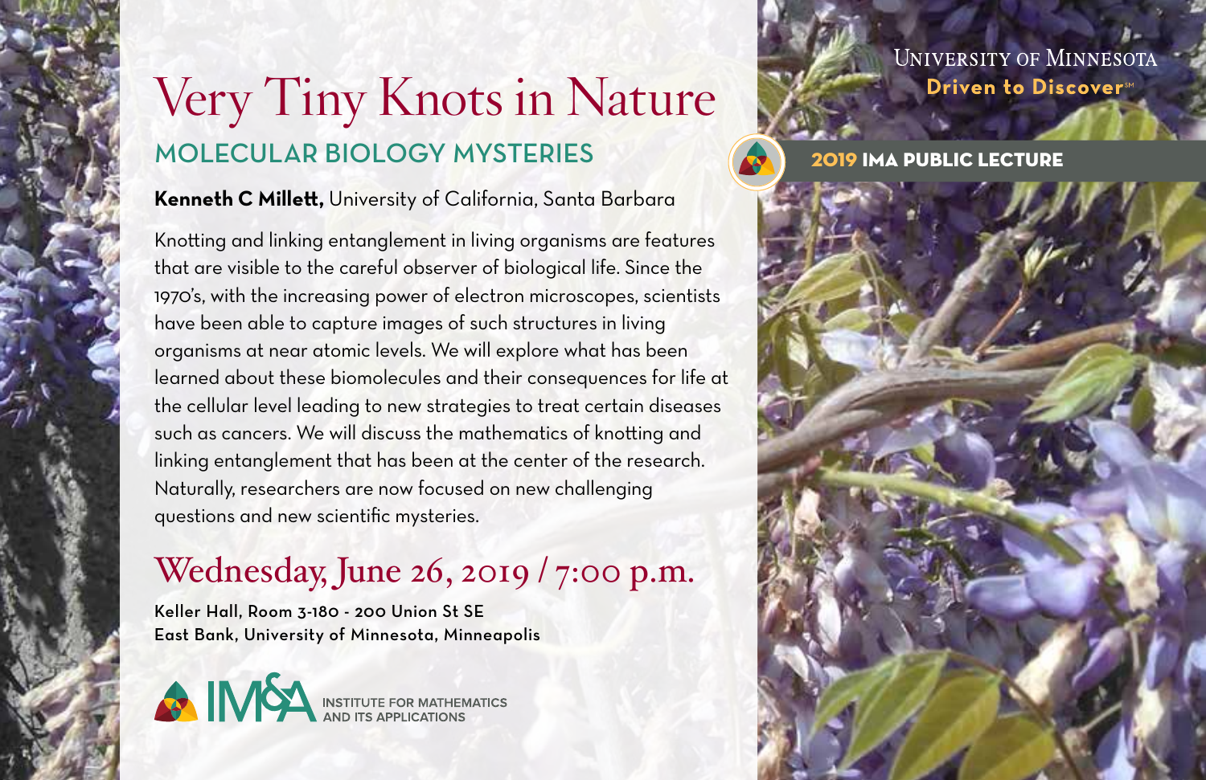University of Minnesota
**Driven to Discover**℠

**2019 IMA PUBLIC LECTURE**

# Very Tiny Knots in Nature

## MOLECULAR BIOLOGY MYSTERIES

**Kenneth C Millett,** University of California, Santa Barbara

Knotting and linking entanglement in living organisms are features that are visible to the careful observer of biological life. Since the 1970's, with the increasing power of electron microscopes, scientists have been able to capture images of such structures in living organisms at near atomic levels. We will explore what has been learned about these biomolecules and their consequences for life at the cellular level leading to new strategies to treat certain diseases such as cancers. We will discuss the mathematics of knotting and linking entanglement that has been at the center of the research. Naturally, researchers are now focused on new challenging questions and new scientific mysteries.

## Wednesday, June 26, 2019 / 7:00 p.m.

Keller Hall, Room 3-180 - 200 Union St SE
East Bank, University of Minnesota, Minneapolis

IMA INSTITUTE FOR MATHEMATICS AND ITS APPLICATIONS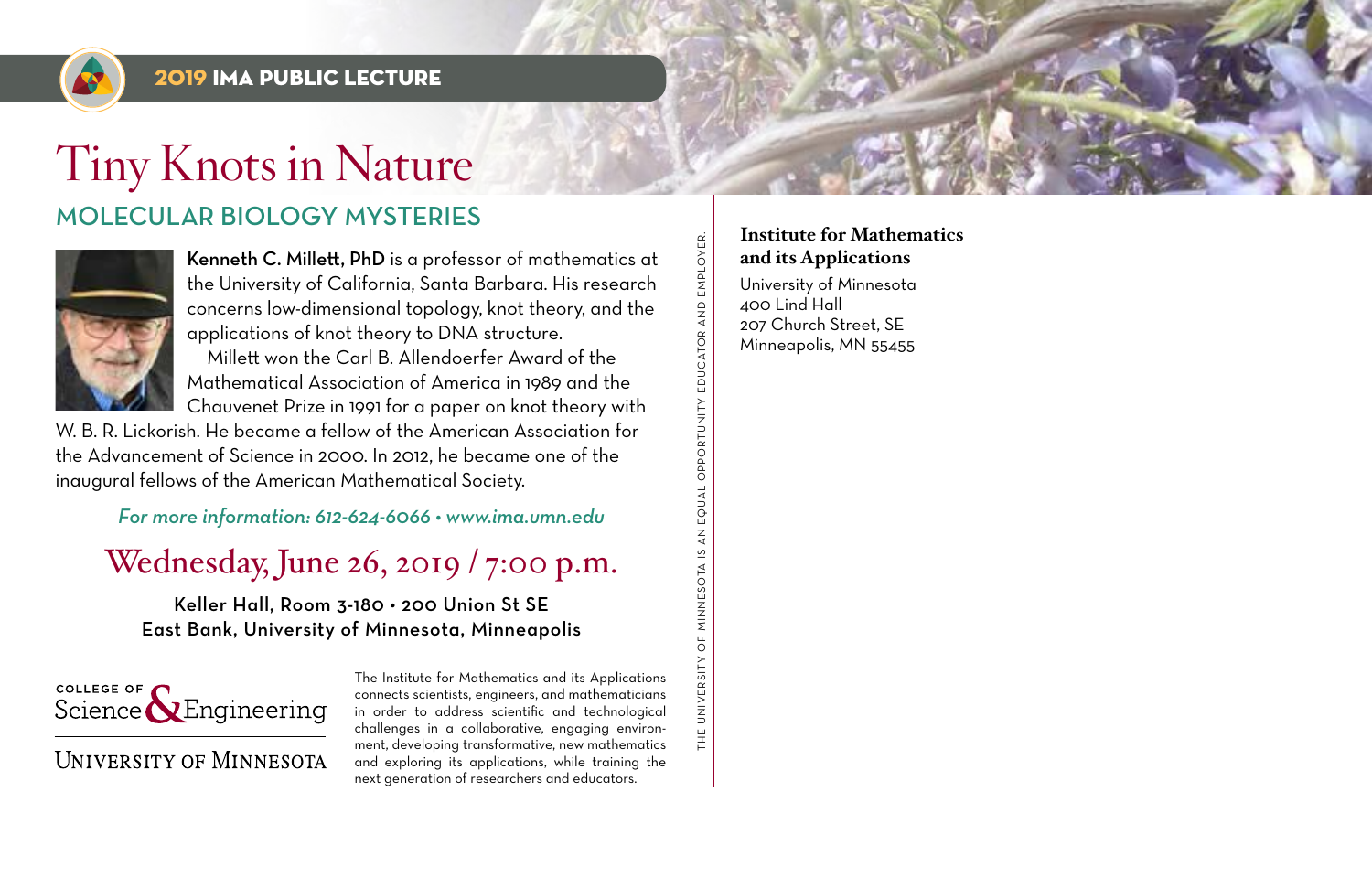**2019 IMA PUBLIC LECTURE**

# Tiny Knots in Nature

## MOLECULAR BIOLOGY MYSTERIES

**Kenneth C. Millett, PhD** is a professor of mathematics at the University of California, Santa Barbara. His research concerns low-dimensional topology, knot theory, and the applications of knot theory to DNA structure.

Millett won the Carl B. Allendoerfer Award of the Mathematical Association of America in 1989 and the Chauvenet Prize in 1991 for a paper on knot theory with W. B. R. Lickorish. He became a fellow of the American Association for the Advancement of Science in 2000. In 2012, he became one of the inaugural fellows of the American Mathematical Society.

*For more information: 612-624-6066 • www.ima.umn.edu*

## Wednesday, June 26, 2019 / 7:00 p.m.

**Keller Hall, Room 3-180 • 200 Union St SE**
**East Bank, University of Minnesota, Minneapolis**

COLLEGE OF Science & Engineering
UNIVERSITY OF MINNESOTA

The Institute for Mathematics and its Applications connects scientists, engineers, and mathematicians in order to address scientific and technological challenges in a collaborative, engaging environment, developing transformative, new mathematics and exploring its applications, while training the next generation of researchers and educators.

THE UNIVERSITY OF MINNESOTA IS AN EQUAL OPPORTUNITY EDUCATOR AND EMPLOYER.

**Institute for Mathematics and its Applications**
University of Minnesota
400 Lind Hall
207 Church Street, SE
Minneapolis, MN 55455